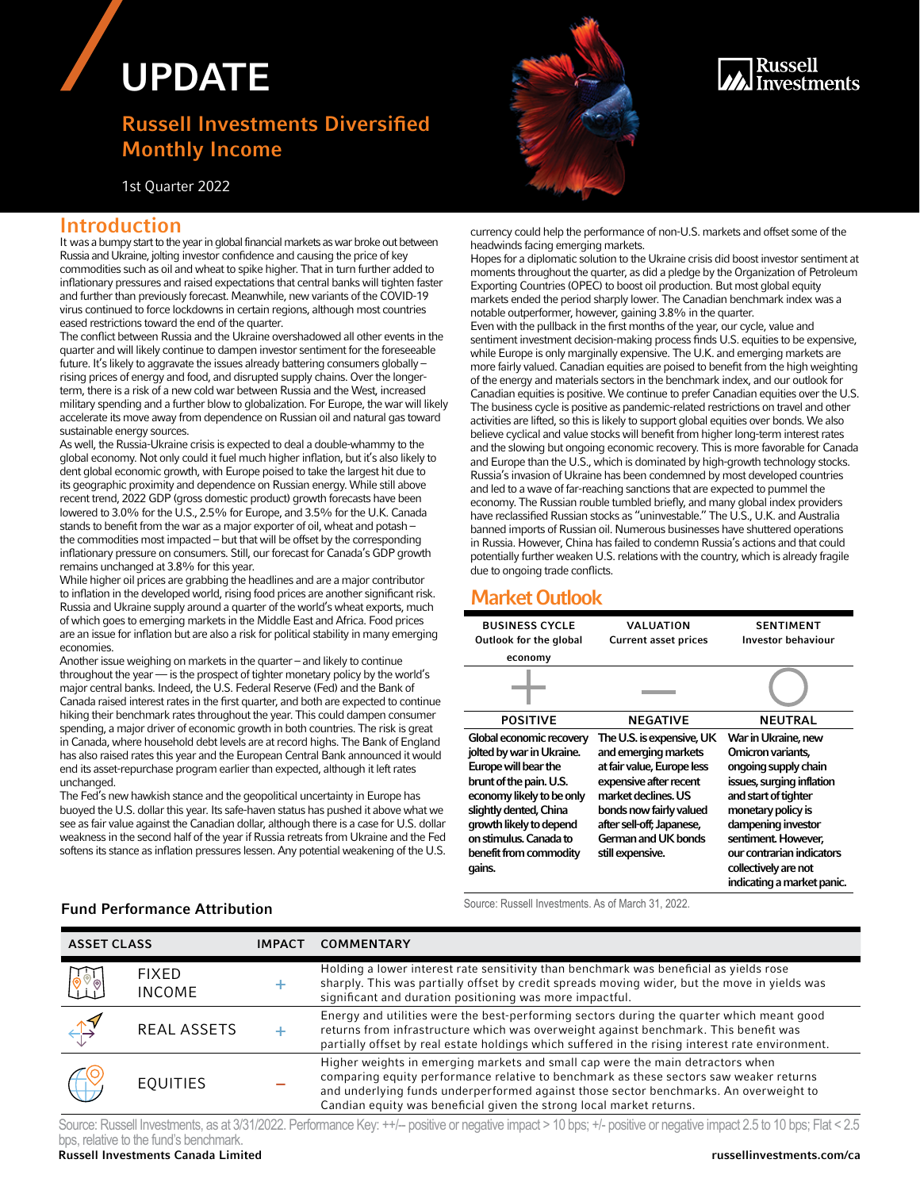# UPDATE

## Russell Investments Diversified Monthly Income

1st Quarter 2022

## Introduction

It was a bumpy start to the year in global financial markets as war broke out between Russia and Ukraine, jolting investor confidence and causing the price of key commodities such as oil and wheat to spike higher. That in turn further added to inflationary pressures and raised expectations that central banks will tighten faster and further than previously forecast. Meanwhile, new variants of the COVID-19 virus continued to force lockdowns in certain regions, although most countries eased restrictions toward the end of the quarter.

The conflict between Russia and the Ukraine overshadowed all other events in the quarter and will likely continue to dampen investor sentiment for the foreseeable future. It's likely to aggravate the issues already battering consumers globally – rising prices of energy and food, and disrupted supply chains. Over the longer-term, there is a risk of a new cold war between Russia and the West, increased military spending and a further blow to globalization. For Europe, the war will likely accelerate its move away from dependence on Russian oil and natural gas toward sustainable energy sources.

As well, the Russia-Ukraine crisis is expected to deal a double-whammy to the global economy. Not only could it fuel much higher inflation, but it's also likely to dent global economic growth, with Europe poised to take the largest hit due to its geographic proximity and dependence on Russian energy. While still above recent trend, 2022 GDP (gross domestic product) growth forecasts have been lowered to 3.0% for the U.S., 2.5% for Europe, and 3.5% for the U.K. Canada stands to benefit from the war as a major exporter of oil, wheat and potash – the commodities most impacted – but that will be offset by the corresponding inflationary pressure on consumers. Still, our forecast for Canada's GDP growth remains unchanged at 3.8% for this year.

While higher oil prices are grabbing the headlines and are a major contributor to inflation in the developed world, rising food prices are another significant risk. Russia and Ukraine supply around a quarter of the world's wheat exports, much of which goes to emerging markets in the Middle East and Africa. Food prices are an issue for inflation but are also a risk for political stability in many emerging economies.

Another issue weighing on markets in the quarter – and likely to continue throughout the year — is the prospect of tighter monetary policy by the world's major central banks. Indeed, the U.S. Federal Reserve (Fed) and the Bank of Canada raised interest rates in the first quarter, and both are expected to continue hiking their benchmark rates throughout the year. This could dampen consumer spending, a major driver of economic growth in both countries. The risk is great in Canada, where household debt levels are at record highs. The Bank of England has also raised rates this year and the European Central Bank announced it would end its asset-repurchase program earlier than expected, although it left rates unchanged.

The Fed's new hawkish stance and the geopolitical uncertainty in Europe has buoyed the U.S. dollar this year. Its safe-haven status has pushed it above what we see as fair value against the Canadian dollar, although there is a case for U.S. dollar weakness in the second half of the year if Russia retreats from Ukraine and the Fed softens its stance as inflation pressures lessen. Any potential weakening of the U.S. currency could help the performance of non-U.S. markets and offset some of the headwinds facing emerging markets.

Hopes for a diplomatic solution to the Ukraine crisis did boost investor sentiment at moments throughout the quarter, as did a pledge by the Organization of Petroleum Exporting Countries (OPEC) to boost oil production. But most global equity markets ended the period sharply lower. The Canadian benchmark index was a notable outperformer, however, gaining 3.8% in the quarter.

Even with the pullback in the first months of the year, our cycle, value and sentiment investment decision-making process finds U.S. equities to be expensive, while Europe is only marginally expensive. The U.K. and emerging markets are more fairly valued. Canadian equities are poised to benefit from the high weighting of the energy and materials sectors in the benchmark index, and our outlook for Canadian equities is positive. We continue to prefer Canadian equities over the U.S.

The business cycle is positive as pandemic-related restrictions on travel and other activities are lifted, so this is likely to support global equities over bonds. We also believe cyclical and value stocks will benefit from higher long-term interest rates and the slowing but ongoing economic recovery. This is more favorable for Canada and Europe than the U.S., which is dominated by high-growth technology stocks.

Russia's invasion of Ukraine has been condemned by most developed countries and led to a wave of far-reaching sanctions that are expected to pummel the economy. The Russian rouble tumbled briefly, and many global index providers have reclassified Russian stocks as "uninvestable." The U.S., U.K. and Australia banned imports of Russian oil. Numerous businesses have shuttered operations in Russia. However, China has failed to condemn Russia's actions and that could potentially further weaken U.S. relations with the country, which is already fragile due to ongoing trade conflicts.

## Market Outlook

| BUSINESS CYCLE<br>Outlook for the global economy | VALUATION<br>Current asset prices | SENTIMENT<br>Investor behaviour |
|---|---|---|
| POSITIVE | NEGATIVE | NEUTRAL |
| **Global economic recovery jolted by war in Ukraine. Europe will bear the brunt of the pain. U.S. economy likely to be only slightly dented, China growth likely to depend on stimulus. Canada to benefit from commodity gains.** | **The U.S. is expensive, UK and emerging markets at fair value, Europe less expensive after recent market declines. US bonds now fairly valued after sell-off; Japanese, German and UK bonds still expensive.** | **War in Ukraine, new Omicron variants, ongoing supply chain issues, surging inflation and start of tighter monetary policy is dampening investor sentiment. However, our contrarian indicators collectively are not indicating a market panic.** |

Source: Russell Investments. As of March 31, 2022.

### Fund Performance Attribution

| ASSET CLASS | IMPACT | COMMENTARY |
|---|---|---|
| FIXED INCOME | + | Holding a lower interest rate sensitivity than benchmark was beneficial as yields rose sharply. This was partially offset by credit spreads moving wider, but the move in yields was significant and duration positioning was more impactful. |
| REAL ASSETS | + | Energy and utilities were the best-performing sectors during the quarter which meant good returns from infrastructure which was overweight against benchmark. This benefit was partially offset by real estate holdings which suffered in the rising interest rate environment. |
| EQUITIES | – | Higher weights in emerging markets and small cap were the main detractors when comparing equity performance relative to benchmark as these sectors saw weaker returns and underlying funds underperformed against those sector benchmarks. An overweight to Candian equity was beneficial given the strong local market returns. |

Source: Russell Investments, as at 3/31/2022. Performance Key: ++/-- positive or negative impact > 10 bps; +/- positive or negative impact 2.5 to 10 bps; Flat < 2.5 bps, relative to the fund's benchmark.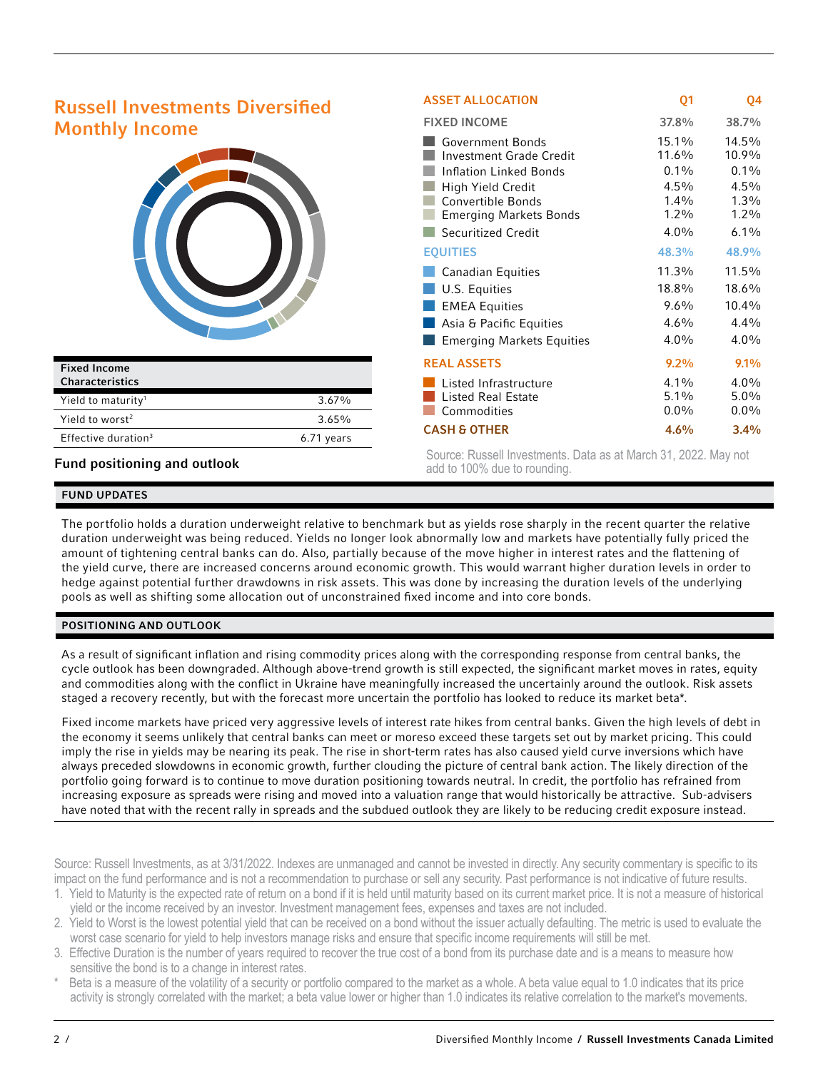## Russell Investments Diversified Monthly Income

| Fixed Income Characteristics | |
|---|---|
| Yield to maturity[1] | 3.67% |
| Yield to worst[2] | 3.65% |
| Effective duration[3] | 6.71 years |

| ASSET ALLOCATION | Q1 | Q4 |
|---|---|---|
| **FIXED INCOME** | **37.8%** | **38.7%** |
| Government Bonds | 15.1% | 14.5% |
| Investment Grade Credit | 11.6% | 10.9% |
| Inflation Linked Bonds | 0.1% | 0.1% |
| High Yield Credit | 4.5% | 4.5% |
| Convertible Bonds | 1.4% | 1.3% |
| Emerging Markets Bonds | 1.2% | 1.2% |
| Securitized Credit | 4.0% | 6.1% |
| **EQUITIES** | **48.3%** | **48.9%** |
| Canadian Equities | 11.3% | 11.5% |
| U.S. Equities | 18.8% | 18.6% |
| EMEA Equities | 9.6% | 10.4% |
| Asia & Pacific Equities | 4.6% | 4.4% |
| Emerging Markets Equities | 4.0% | 4.0% |
| **REAL ASSETS** | **9.2%** | **9.1%** |
| Listed Infrastructure | 4.1% | 4.0% |
| Listed Real Estate | 5.1% | 5.0% |
| Commodities | 0.0% | 0.0% |
| **CASH & OTHER** | **4.6%** | **3.4%** |

Source: Russell Investments. Data as at March 31, 2022. May not add to 100% due to rounding.

### Fund positioning and outlook

#### FUND UPDATES

The portfolio holds a duration underweight relative to benchmark but as yields rose sharply in the recent quarter the relative duration underweight was being reduced. Yields no longer look abnormally low and markets have potentially fully priced the amount of tightening central banks can do. Also, partially because of the move higher in interest rates and the flattening of the yield curve, there are increased concerns around economic growth. This would warrant higher duration levels in order to hedge against potential further drawdowns in risk assets. This was done by increasing the duration levels of the underlying pools as well as shifting some allocation out of unconstrained fixed income and into core bonds.

#### POSITIONING AND OUTLOOK

As a result of significant inflation and rising commodity prices along with the corresponding response from central banks, the cycle outlook has been downgraded. Although above-trend growth is still expected, the significant market moves in rates, equity and commodities along with the conflict in Ukraine have meaningfully increased the uncertainly around the outlook. Risk assets staged a recovery recently, but with the forecast more uncertain the portfolio has looked to reduce its market beta*.

Fixed income markets have priced very aggressive levels of interest rate hikes from central banks. Given the high levels of debt in the economy it seems unlikely that central banks can meet or moreso exceed these targets set out by market pricing. This could imply the rise in yields may be nearing its peak. The rise in short-term rates has also caused yield curve inversions which have always preceded slowdowns in economic growth, further clouding the picture of central bank action. The likely direction of the portfolio going forward is to continue to move duration positioning towards neutral. In credit, the portfolio has refrained from increasing exposure as spreads were rising and moved into a valuation range that would historically be attractive. Sub-advisers have noted that with the recent rally in spreads and the subdued outlook they are likely to be reducing credit exposure instead.

Source: Russell Investments, as at 3/31/2022. Indexes are unmanaged and cannot be invested in directly. Any security commentary is specific to its impact on the fund performance and is not a recommendation to purchase or sell any security. Past performance is not indicative of future results.

1. Yield to Maturity is the expected rate of return on a bond if it is held until maturity based on its current market price. It is not a measure of historical yield or the income received by an investor. Investment management fees, expenses and taxes are not included.
2. Yield to Worst is the lowest potential yield that can be received on a bond without the issuer actually defaulting. The metric is used to evaluate the worst case scenario for yield to help investors manage risks and ensure that specific income requirements will still be met.
3. Effective Duration is the number of years required to recover the true cost of a bond from its purchase date and is a means to measure how sensitive the bond is to a change in interest rates.

\* Beta is a measure of the volatility of a security or portfolio compared to the market as a whole. A beta value equal to 1.0 indicates that its price activity is strongly correlated with the market; a beta value lower or higher than 1.0 indicates its relative correlation to the market's movements.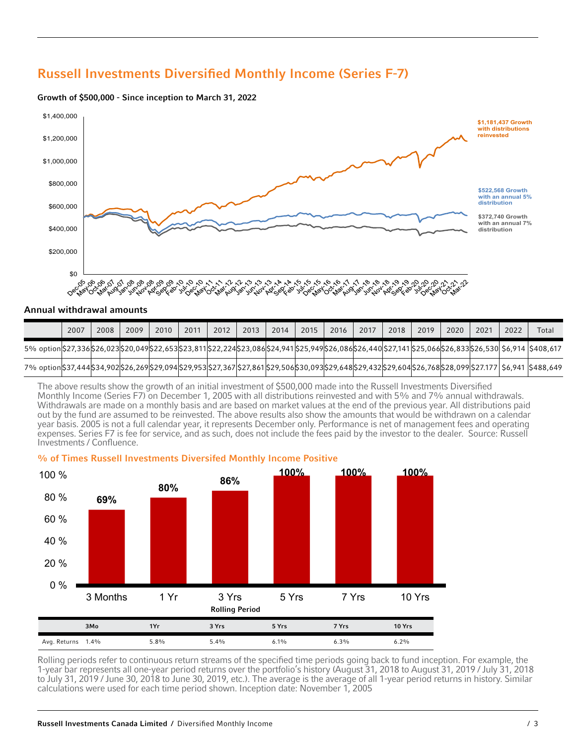## Russell Investments Diversified Monthly Income (Series F-7)

**Growth of $500,000 - Since inception to March 31, 2022**

$1,181,437 Growth with distributions reinvested

$522,568 Growth with an annual 5% distribution

$372,740 Growth with an annual 7% distribution

### Annual withdrawal amounts

| | 2007 | 2008 | 2009 | 2010 | 2011 | 2012 | 2013 | 2014 | 2015 | 2016 | 2017 | 2018 | 2019 | 2020 | 2021 | 2022 | Total |
|---|---|---|---|---|---|---|---|---|---|---|---|---|---|---|---|---|---|
| 5% option | $27,336 | $26,023 | $20,049 | $22,653 | $23,811 | $22,224 | $23,086 | $24,941 | $25,949 | $26,086 | $26,440 | $27,141 | $25,066 | $26,833 | $26,530 | $6,914 | $408,617 |
| 7% option | $37,444 | $34,902 | $26,269 | $29,094 | $29,953 | $27,367 | $27,861 | $29,506 | $30,093 | $29,648 | $29,432 | $29,604 | $26,768 | $28,099 | $27.177 | $6,941 | $488,649 |

The above results show the growth of an initial investment of $500,000 made into the Russell Investments Diversified Monthly Income (Series F7) on December 1, 2005 with all distributions reinvested and with 5% and 7% annual withdrawals. Withdrawals are made on a monthly basis and are based on market values at the end of the previous year. All distributions paid out by the fund are assumed to be reinvested. The above results also show the amounts that would be withdrawn on a calendar year basis. 2005 is not a full calendar year, it represents December only. Performance is net of management fees and operating expenses. Series F7 is fee for service, and as such, does not include the fees paid by the investor to the dealer. Source: Russell Investments / Confluence.

**% of Times Russell Investments Diversifed Monthly Income Positive**

| Rolling Period | 3 Months | 1 Yr | 3 Yrs | 5 Yrs | 7 Yrs | 10 Yrs |
|---|---|---|---|---|---|---|
| % Positive | 69% | 80% | 86% | 100% | 100% | 100% |

| | 3Mo | 1Yr | 3 Yrs | 5 Yrs | 7 Yrs | 10 Yrs |
|---|---|---|---|---|---|---|
| Avg. Returns | 1.4% | 5.8% | 5.4% | 6.1% | 6.3% | 6.2% |

Rolling periods refer to continuous return streams of the specified time periods going back to fund inception. For example, the 1-year bar represents all one-year period returns over the portfolio's history (August 31, 2018 to August 31, 2019 / July 31, 2018 to July 31, 2019 / June 30, 2018 to June 30, 2019, etc.). The average is the average of all 1-year period returns in history. Similar calculations were used for each time period shown. Inception date: November 1, 2005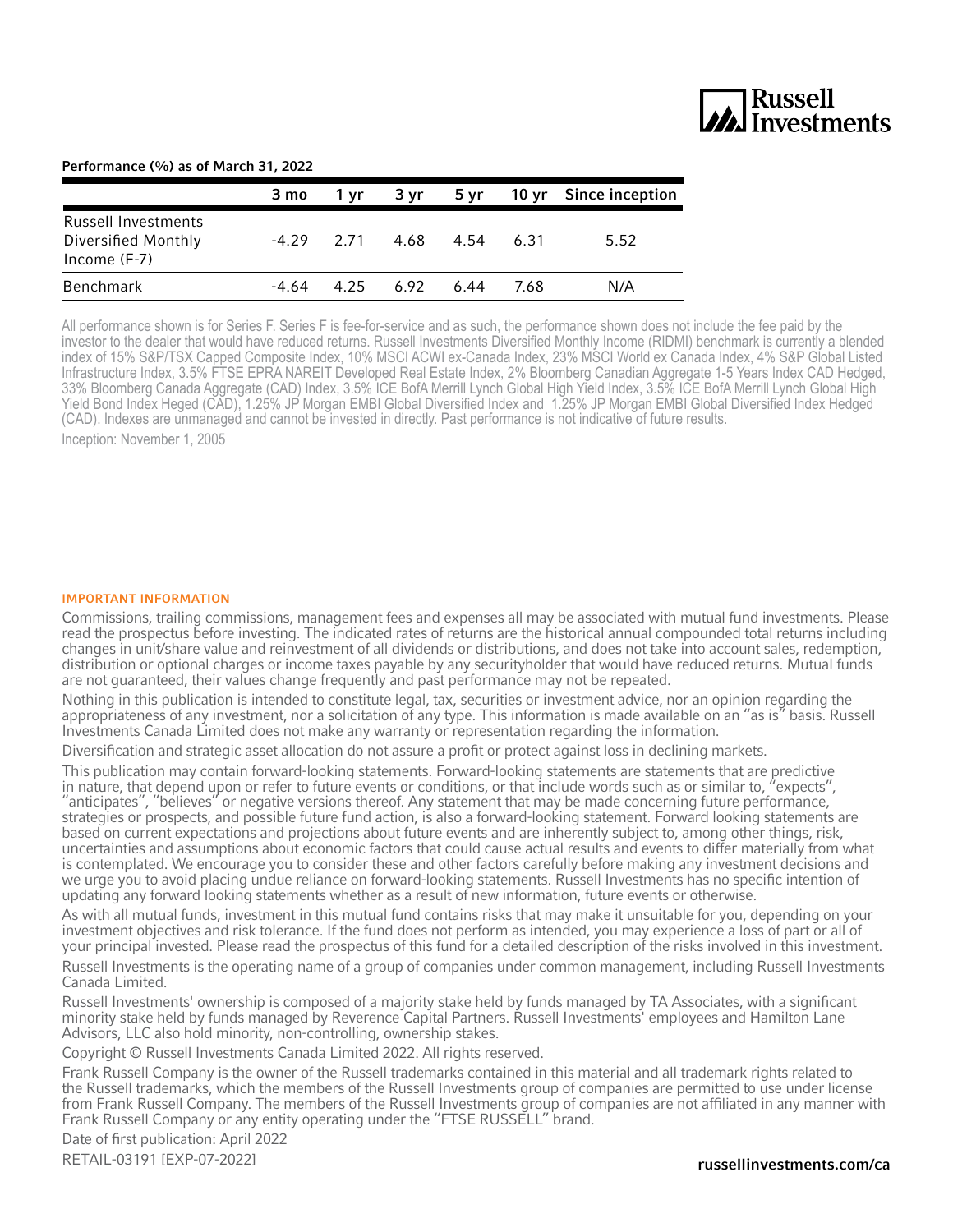**Performance (%) as of March 31, 2022**

| | 3 mo | 1 yr | 3 yr | 5 yr | 10 yr | Since inception |
|---|---|---|---|---|---|---|
| Russell Investments Diversified Monthly Income (F-7) | -4.29 | 2.71 | 4.68 | 4.54 | 6.31 | 5.52 |
| Benchmark | -4.64 | 4.25 | 6.92 | 6.44 | 7.68 | N/A |

All performance shown is for Series F. Series F is fee-for-service and as such, the performance shown does not include the fee paid by the investor to the dealer that would have reduced returns. Russell Investments Diversified Monthly Income (RIDMI) benchmark is currently a blended index of 15% S&P/TSX Capped Composite Index, 10% MSCI ACWI ex-Canada Index, 23% MSCI World ex Canada Index, 4% S&P Global Listed Infrastructure Index, 3.5% FTSE EPRA NAREIT Developed Real Estate Index, 2% Bloomberg Canadian Aggregate 1-5 Years Index CAD Hedged, 33% Bloomberg Canada Aggregate (CAD) Index, 3.5% ICE BofA Merrill Lynch Global High Yield Index, 3.5% ICE BofA Merrill Lynch Global High Yield Bond Index Heged (CAD), 1.25% JP Morgan EMBI Global Diversified Index and 1.25% JP Morgan EMBI Global Diversified Index Hedged (CAD). Indexes are unmanaged and cannot be invested in directly. Past performance is not indicative of future results.

Inception: November 1, 2005

**IMPORTANT INFORMATION**

Commissions, trailing commissions, management fees and expenses all may be associated with mutual fund investments. Please read the prospectus before investing. The indicated rates of returns are the historical annual compounded total returns including changes in unit/share value and reinvestment of all dividends or distributions, and does not take into account sales, redemption, distribution or optional charges or income taxes payable by any securityholder that would have reduced returns. Mutual funds are not guaranteed, their values change frequently and past performance may not be repeated.

Nothing in this publication is intended to constitute legal, tax, securities or investment advice, nor an opinion regarding the appropriateness of any investment, nor a solicitation of any type. This information is made available on an "as is" basis. Russell Investments Canada Limited does not make any warranty or representation regarding the information.

Diversification and strategic asset allocation do not assure a profit or protect against loss in declining markets.

This publication may contain forward-looking statements. Forward-looking statements are statements that are predictive in nature, that depend upon or refer to future events or conditions, or that include words such as or similar to, "expects", "anticipates", "believes" or negative versions thereof. Any statement that may be made concerning future performance, strategies or prospects, and possible future fund action, is also a forward-looking statement. Forward looking statements are based on current expectations and projections about future events and are inherently subject to, among other things, risk, uncertainties and assumptions about economic factors that could cause actual results and events to differ materially from what is contemplated. We encourage you to consider these and other factors carefully before making any investment decisions and we urge you to avoid placing undue reliance on forward-looking statements. Russell Investments has no specific intention of updating any forward looking statements whether as a result of new information, future events or otherwise.

As with all mutual funds, investment in this mutual fund contains risks that may make it unsuitable for you, depending on your investment objectives and risk tolerance. If the fund does not perform as intended, you may experience a loss of part or all of your principal invested. Please read the prospectus of this fund for a detailed description of the risks involved in this investment.

Russell Investments is the operating name of a group of companies under common management, including Russell Investments Canada Limited.

Russell Investments' ownership is composed of a majority stake held by funds managed by TA Associates, with a significant minority stake held by funds managed by Reverence Capital Partners. Russell Investments' employees and Hamilton Lane Advisors, LLC also hold minority, non-controlling, ownership stakes.

Copyright © Russell Investments Canada Limited 2022. All rights reserved.

Frank Russell Company is the owner of the Russell trademarks contained in this material and all trademark rights related to the Russell trademarks, which the members of the Russell Investments group of companies are permitted to use under license from Frank Russell Company. The members of the Russell Investments group of companies are not affiliated in any manner with Frank Russell Company or any entity operating under the "FTSE RUSSELL" brand.

Date of first publication: April 2022

RETAIL-03191 [EXP-07-2022]

**russellinvestments.com/ca**